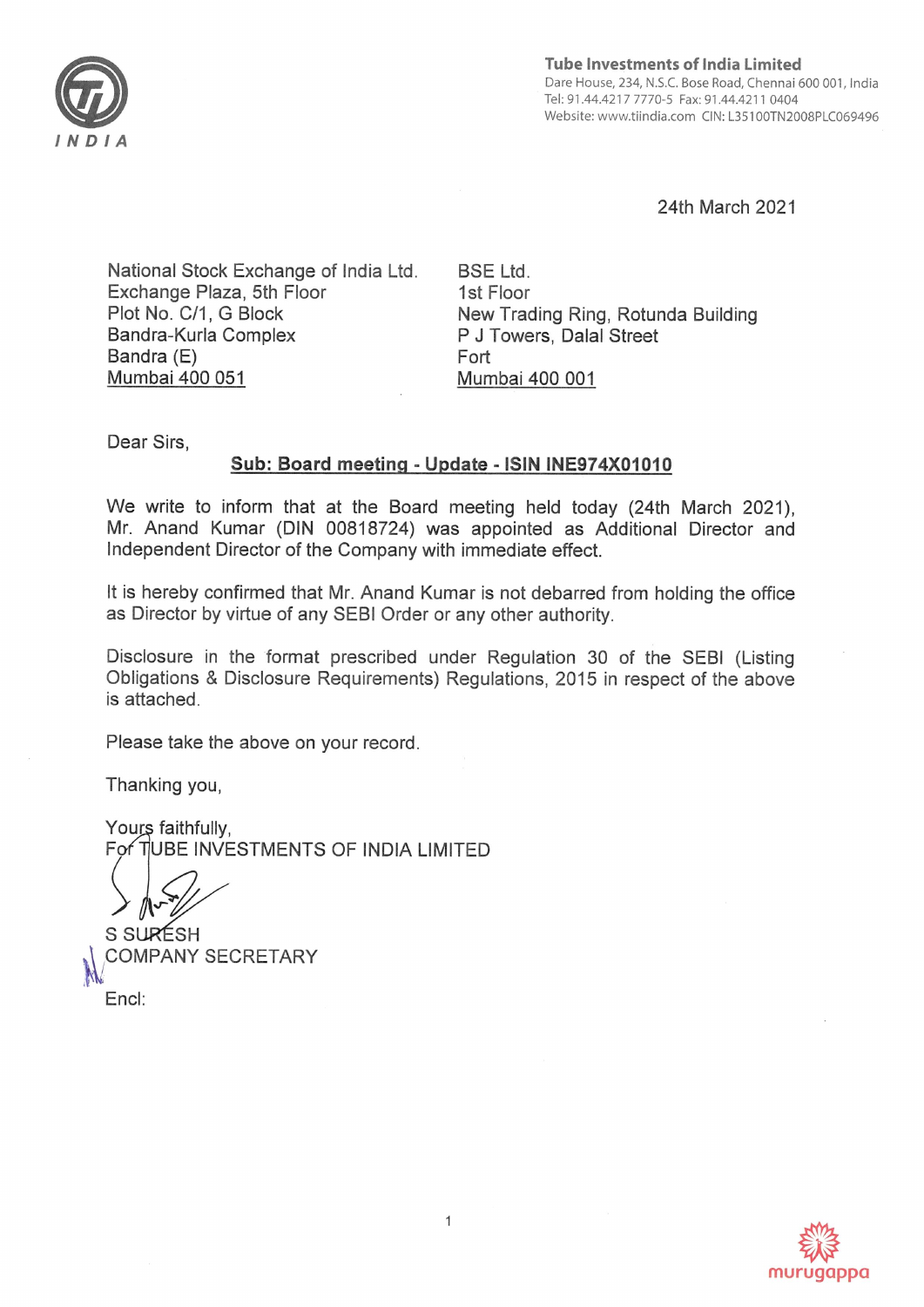**Tube Investments of India Limited**
Dare House, 234, N.S.C. Bose Road, Chennai 600 001, India
Tel: 91.44.4217 7770-5 Fax: 91.44.4211 0404
Website: www.tiindia.com CIN: L35100TN2008PLC069496

24th March 2021

National Stock Exchange of India Ltd.
Exchange Plaza, 5th Floor
Plot No. C/1, G Block
Bandra-Kurla Complex
Bandra (E)
Mumbai 400 051

BSE Ltd.
1st Floor
New Trading Ring, Rotunda Building
P J Towers, Dalal Street
Fort
Mumbai 400 001

Dear Sirs,

**Sub: Board meeting - Update - ISIN INE974X01010**

We write to inform that at the Board meeting held today (24th March 2021), Mr. Anand Kumar (DIN 00818724) was appointed as Additional Director and Independent Director of the Company with immediate effect.

It is hereby confirmed that Mr. Anand Kumar is not debarred from holding the office as Director by virtue of any SEBI Order or any other authority.

Disclosure in the format prescribed under Regulation 30 of the SEBI (Listing Obligations & Disclosure Requirements) Regulations, 2015 in respect of the above is attached.

Please take the above on your record.

Thanking you,

Yours faithfully,
For TUBE INVESTMENTS OF INDIA LIMITED

S SURESH
COMPANY SECRETARY

Encl:

murugappa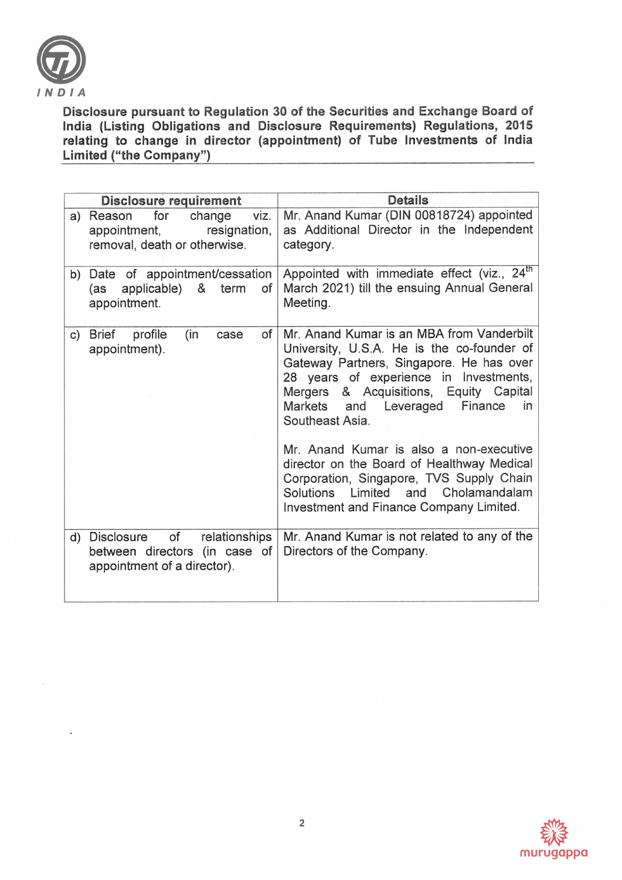**Disclosure pursuant to Regulation 30 of the Securities and Exchange Board of India (Listing Obligations and Disclosure Requirements) Regulations, 2015 relating to change in director (appointment) of Tube Investments of India Limited ("the Company")**

| Disclosure requirement | Details |
|---|---|
| a) Reason for change viz. appointment, resignation, removal, death or otherwise. | Mr. Anand Kumar (DIN 00818724) appointed as Additional Director in the Independent category. |
| b) Date of appointment/cessation (as applicable) & term of appointment. | Appointed with immediate effect (viz., 24th March 2021) till the ensuing Annual General Meeting. |
| c) Brief profile (in case of appointment). | Mr. Anand Kumar is an MBA from Vanderbilt University, U.S.A. He is the co-founder of Gateway Partners, Singapore. He has over 28 years of experience in Investments, Mergers & Acquisitions, Equity Capital Markets and Leveraged Finance in Southeast Asia.<br><br>Mr. Anand Kumar is also a non-executive director on the Board of Healthway Medical Corporation, Singapore, TVS Supply Chain Solutions Limited and Cholamandalam Investment and Finance Company Limited. |
| d) Disclosure of relationships between directors (in case of appointment of a director). | Mr. Anand Kumar is not related to any of the Directors of the Company. |